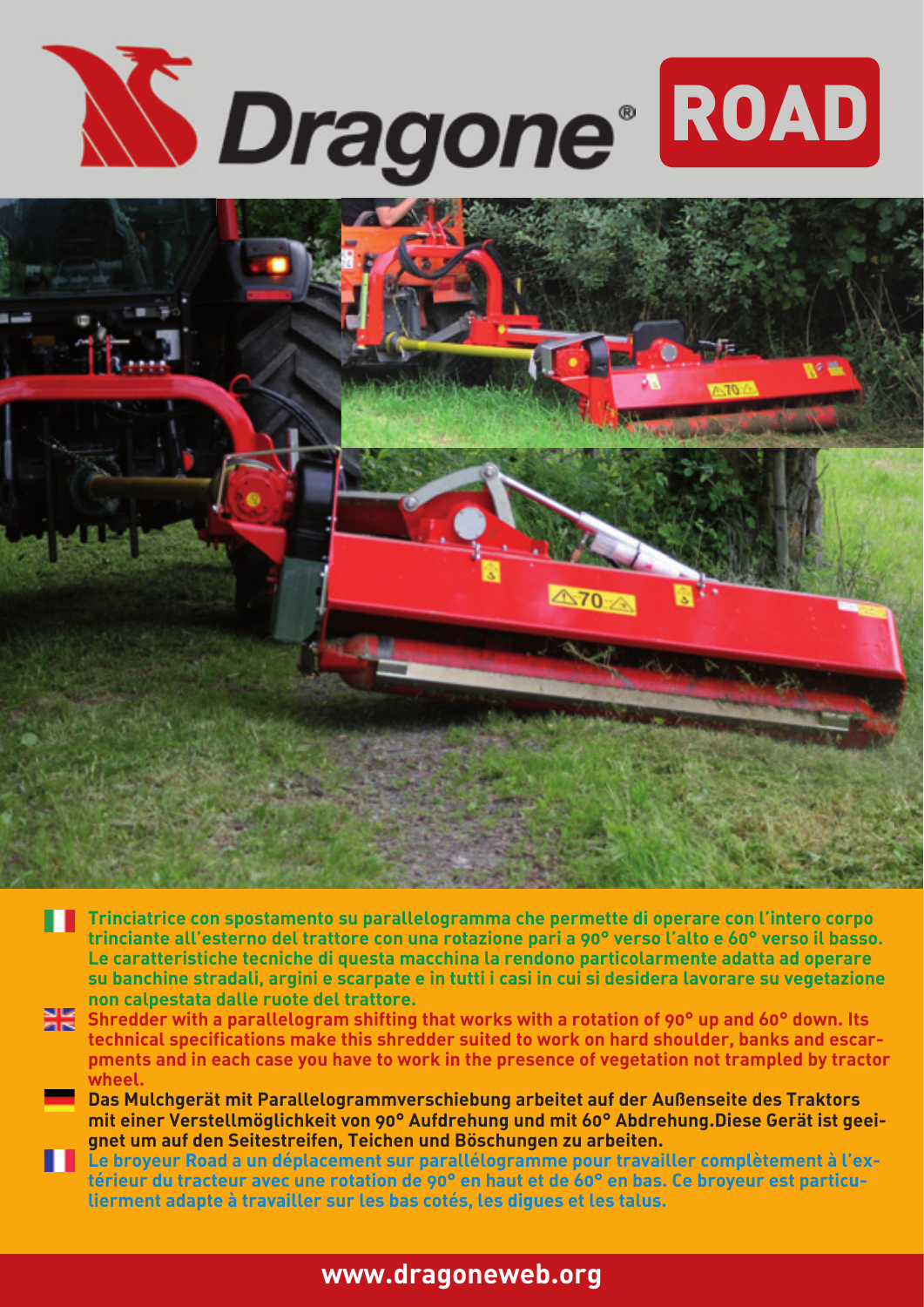# Dragone® ROAD

Trinciatrice con spostamento su parallelogramma che permette di operare con l'intero corpo trinciante all'esterno del trattore con una rotazione pari a 90° verso l'alto e 60° verso il basso. Le caratteristiche tecniche di questa macchina la rendono particolarmente adatta ad operare su banchine stradali, argini e scarpate e in tutti i casi in cui si desidera lavorare su vegetazione non calpestata dalle ruote del trattore.

Shredder with a parallelogram shifting that works with a rotation of 90° up and 60° down. Its technical specifications make this shredder suited to work on hard shoulder, banks and escarpments and in each case you have to work in the presence of vegetation not trampled by tractor wheel.

Das Mulchgerät mit Parallelogrammverschiebung arbeitet auf der Außenseite des Traktors mit einer Verstellmöglichkeit von 90° Aufdrehung und mit 60° Abdrehung.Diese Gerät ist geeignet um auf den Seitestreifen, Teichen und Böschungen zu arbeiten.

Le broyeur Road a un déplacement sur parallélogramme pour travailler complètement à l'extérieur du tracteur avec une rotation de 90° en haut et de 60° en bas. Ce broyeur est particulierment adapte à travailler sur les bas cotés, les digues et les talus.

www.dragoneweb.org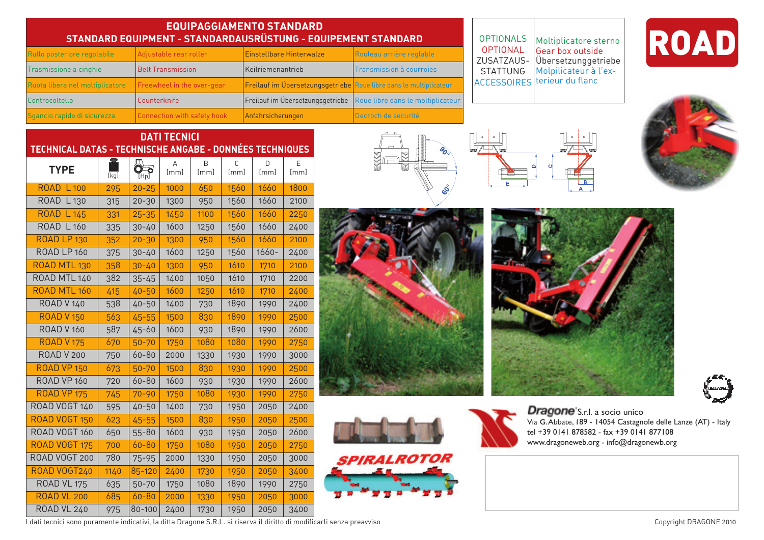# ROAD

## EQUIPAGGIAMENTO STANDARD
## STANDARD EQUIPMENT - STANDARDAUSRÜSTUNG - EQUIPEMENT STANDARD

| | | | |
|---|---|---|---|
| Rullo posteriore regolabile | Adjustable rear roller | Einstellbare Hinterwalze | Rouleau arrière reglable |
| Trasmissione a cinghie | Belt Transmission | Keilriemenantrieb | Transmission à courroies |
| Ruota libera nel moltiplicatore | Freewheel in the over-gear | Freilauf im Übersetzungsgetriebe | Roue libre dans le multiplicateur |
| Controcoltello | Counterknife | Freilauf im Übersetzungsgetriebe | Roue libre dans le moltiplicateur |
| Sgancio rapido di sicurezza | Connection with safety hook | Anfahrsicherungen | Decroch de securité |

| | |
|---|---|
| OPTIONALS<br>OPTIONAL<br>ZUSATZAUS-STATTUNG<br>ACCESSOIRES | Moltiplicatore sterno<br>Gear box outside<br>Übersetzunggetriebe<br>Molpilicateur à l'exterieur du flanc |

## DATI TECNICI
## TECHNICAL DATAS - TECHNISCHE ANGABE - DONNÉES TECHNIQUES

| TYPE | [kg] | [Hp] | A [mm] | B [mm] | C [mm] | D [mm] | E [mm] |
|---|---|---|---|---|---|---|---|
| ROAD L 100 | 295 | 20-25 | 1000 | 650 | 1560 | 1660 | 1800 |
| ROAD L 130 | 315 | 20-30 | 1300 | 950 | 1560 | 1660 | 2100 |
| ROAD L 145 | 331 | 25-35 | 1450 | 1100 | 1560 | 1660 | 2250 |
| ROAD L 160 | 335 | 30-40 | 1600 | 1250 | 1560 | 1660 | 2400 |
| ROAD LP 130 | 352 | 20-30 | 1300 | 950 | 1560 | 1660 | 2100 |
| ROAD LP 160 | 375 | 30-40 | 1600 | 1250 | 1560 | 1660- | 2400 |
| ROAD MTL 130 | 358 | 30-40 | 1300 | 950 | 1610 | 1710 | 2100 |
| ROAD MTL 140 | 382 | 35-45 | 1400 | 1050 | 1610 | 1710 | 2200 |
| ROAD MTL 160 | 415 | 40-50 | 1600 | 1250 | 1610 | 1710 | 2400 |
| ROAD V 140 | 538 | 40-50 | 1400 | 730 | 1890 | 1990 | 2400 |
| ROAD V 150 | 563 | 45-55 | 1500 | 830 | 1890 | 1990 | 2500 |
| ROAD V 160 | 587 | 45-60 | 1600 | 930 | 1890 | 1990 | 2600 |
| ROAD V 175 | 670 | 50-70 | 1750 | 1080 | 1080 | 1990 | 2750 |
| ROAD V 200 | 750 | 60-80 | 2000 | 1330 | 1930 | 1990 | 3000 |
| ROAD VP 150 | 673 | 50-70 | 1500 | 830 | 1930 | 1990 | 2500 |
| ROAD VP 160 | 720 | 60-80 | 1600 | 930 | 1930 | 1990 | 2600 |
| ROAD VP 175 | 745 | 70-90 | 1750 | 1080 | 1930 | 1990 | 2750 |
| ROAD VOGT 140 | 595 | 40-50 | 1400 | 730 | 1950 | 2050 | 2400 |
| ROAD VOGT 150 | 623 | 45-55 | 1500 | 830 | 1950 | 2050 | 2500 |
| ROAD VOGT 160 | 650 | 55-80 | 1600 | 930 | 1950 | 2050 | 2600 |
| ROAD VOGT 175 | 700 | 60-80 | 1750 | 1080 | 1950 | 2050 | 2750 |
| ROAD VOGT 200 | 780 | 75-95 | 2000 | 1330 | 1950 | 2050 | 3000 |
| ROAD VOGT240 | 1140 | 85-120 | 2400 | 1730 | 1950 | 2050 | 3400 |
| ROAD VL 175 | 635 | 50-70 | 1750 | 1080 | 1890 | 1990 | 2750 |
| ROAD VL 200 | 685 | 60-80 | 2000 | 1330 | 1950 | 2050 | 3000 |
| ROAD VL 240 | 975 | 80-100 | 2400 | 1730 | 1950 | 2050 | 3400 |

90°
60°
E
D
C
B
A

SPIRALROTOR

**Dragone** S.r.l. a socio unico
Via G.Abbate, 189 - 14054 Castagnole delle Lanze (AT) - Italy
tel +39 0141 878582 - fax +39 0141 877108
www.dragoneweb.org - info@dragonewb.org

I dati tecnici sono puramente indicativi, la ditta Dragone S.R.L. si riserva il diritto di modificarli senza preavviso

Copyright DRAGONE 2010